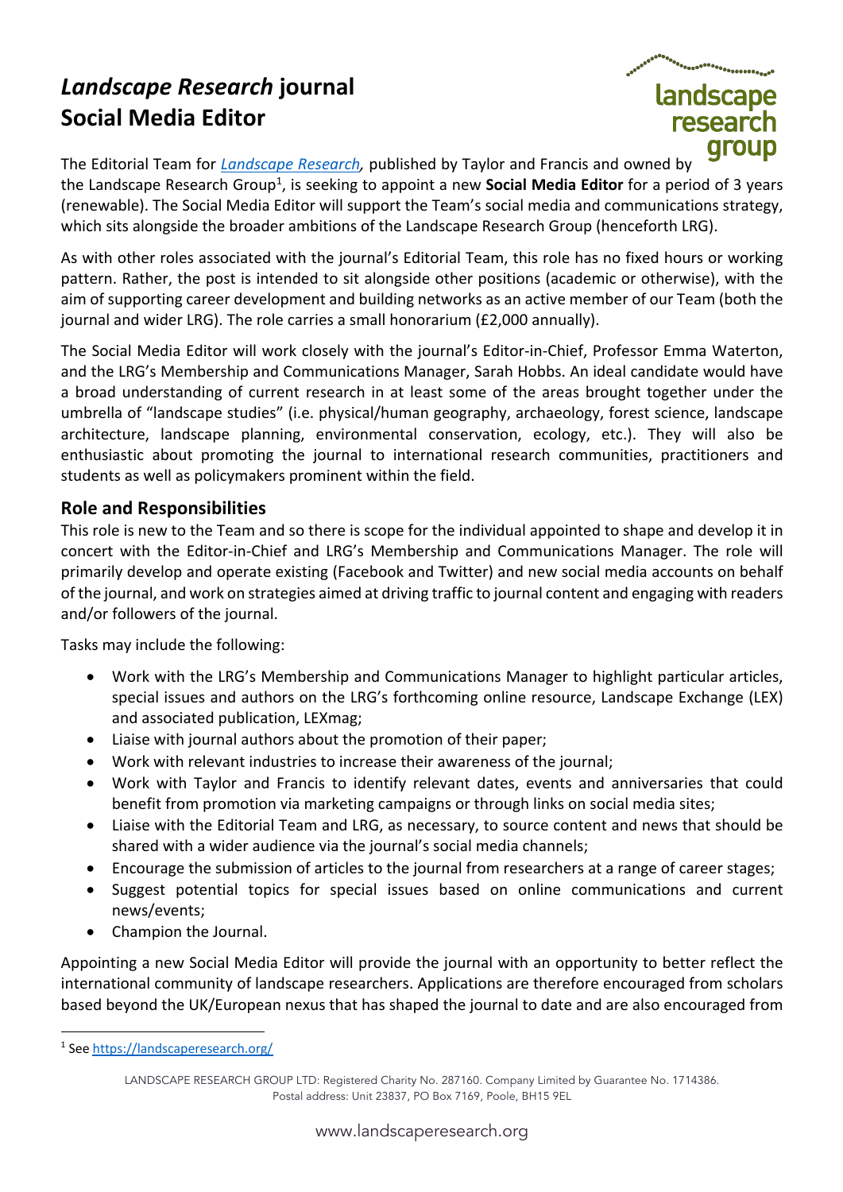# *Landscape Research* journal Social Media Editor

The Editorial Team for *[Landscape Research](#)*, published by Taylor and Francis and owned by the Landscape Research Group[1], is seeking to appoint a new **Social Media Editor** for a period of 3 years (renewable). The Social Media Editor will support the Team's social media and communications strategy, which sits alongside the broader ambitions of the Landscape Research Group (henceforth LRG).

As with other roles associated with the journal's Editorial Team, this role has no fixed hours or working pattern. Rather, the post is intended to sit alongside other positions (academic or otherwise), with the aim of supporting career development and building networks as an active member of our Team (both the journal and wider LRG). The role carries a small honorarium (£2,000 annually).

The Social Media Editor will work closely with the journal's Editor-in-Chief, Professor Emma Waterton, and the LRG's Membership and Communications Manager, Sarah Hobbs. An ideal candidate would have a broad understanding of current research in at least some of the areas brought together under the umbrella of "landscape studies" (i.e. physical/human geography, archaeology, forest science, landscape architecture, landscape planning, environmental conservation, ecology, etc.). They will also be enthusiastic about promoting the journal to international research communities, practitioners and students as well as policymakers prominent within the field.

## Role and Responsibilities

This role is new to the Team and so there is scope for the individual appointed to shape and develop it in concert with the Editor-in-Chief and LRG's Membership and Communications Manager. The role will primarily develop and operate existing (Facebook and Twitter) and new social media accounts on behalf of the journal, and work on strategies aimed at driving traffic to journal content and engaging with readers and/or followers of the journal.

Tasks may include the following:

- Work with the LRG's Membership and Communications Manager to highlight particular articles, special issues and authors on the LRG's forthcoming online resource, Landscape Exchange (LEX) and associated publication, LEXmag;
- Liaise with journal authors about the promotion of their paper;
- Work with relevant industries to increase their awareness of the journal;
- Work with Taylor and Francis to identify relevant dates, events and anniversaries that could benefit from promotion via marketing campaigns or through links on social media sites;
- Liaise with the Editorial Team and LRG, as necessary, to source content and news that should be shared with a wider audience via the journal's social media channels;
- Encourage the submission of articles to the journal from researchers at a range of career stages;
- Suggest potential topics for special issues based on online communications and current news/events;
- Champion the Journal.

Appointing a new Social Media Editor will provide the journal with an opportunity to better reflect the international community of landscape researchers. Applications are therefore encouraged from scholars based beyond the UK/European nexus that has shaped the journal to date and are also encouraged from

[1] See https://landscaperesearch.org/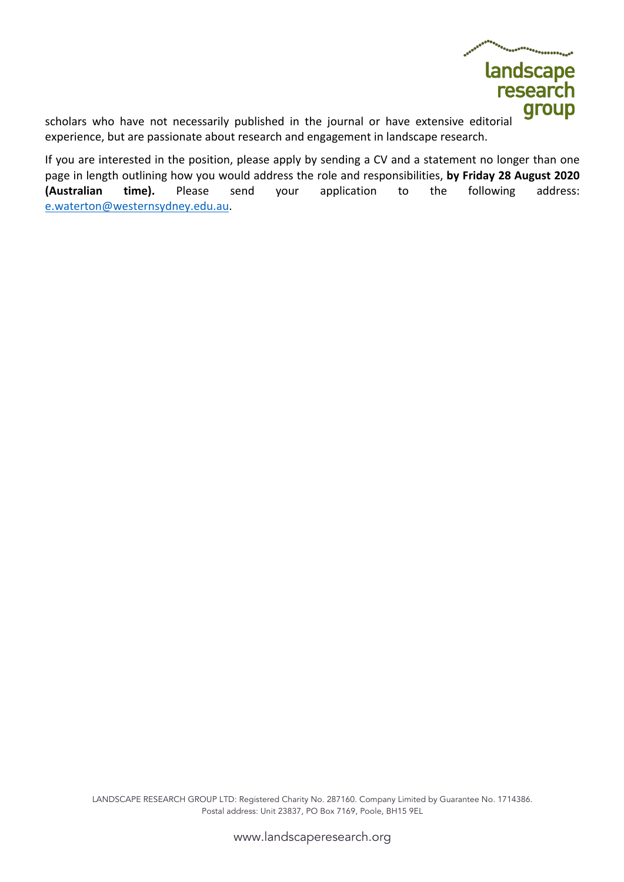scholars who have not necessarily published in the journal or have extensive editorial experience, but are passionate about research and engagement in landscape research.

If you are interested in the position, please apply by sending a CV and a statement no longer than one page in length outlining how you would address the role and responsibilities, **by Friday 28 August 2020 (Australian time).** Please send your application to the following address: [e.waterton@westernsydney.edu.au](mailto:e.waterton@westernsydney.edu.au).